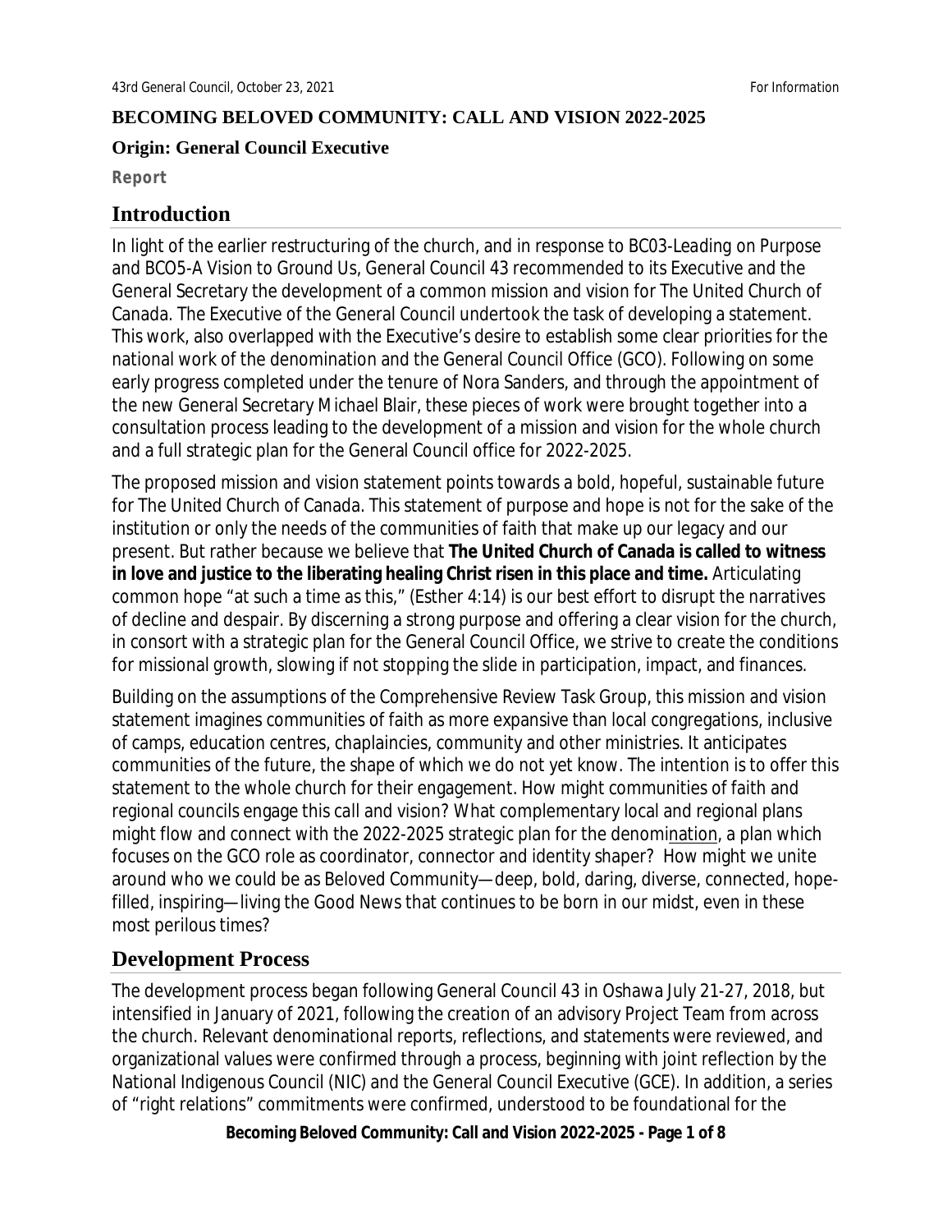**BECOMING BELOVED COMMUNITY: CALL AND VISION 2022-2025**

**Origin: General Council Executive**

**Report**

## Introduction

In light of the earlier restructuring of the church, and in response to BC03-Leading on Purpose and BCO5-A Vision to Ground Us, General Council 43 recommended to its Executive and the General Secretary the development of a common mission and vision for The United Church of Canada. The Executive of the General Council undertook the task of developing a statement. This work, also overlapped with the Executive's desire to establish some clear priorities for the national work of the denomination and the General Council Office (GCO). Following on some early progress completed under the tenure of Nora Sanders, and through the appointment of the new General Secretary Michael Blair, these pieces of work were brought together into a consultation process leading to the development of a mission and vision for the whole church and a full strategic plan for the General Council office for 2022-2025.

The proposed mission and vision statement points towards a bold, hopeful, sustainable future for The United Church of Canada. This statement of purpose and hope is not for the sake of the institution or only the needs of the communities of faith that make up our legacy and our present. But rather because we believe that **The United Church of Canada is called to witness in love and justice to the liberating healing Christ risen in this place and time.** Articulating common hope "at such a time as this," (Esther 4:14) is our best effort to disrupt the narratives of decline and despair. By discerning a strong purpose and offering a clear vision for the church, in consort with a strategic plan for the General Council Office, we strive to create the conditions for missional growth, slowing if not stopping the slide in participation, impact, and finances.

Building on the assumptions of the Comprehensive Review Task Group, this mission and vision statement imagines communities of faith as more expansive than local congregations, inclusive of camps, education centres, chaplaincies, community and other ministries. It anticipates communities of the future, the shape of which we do not yet know. The intention is to offer this statement to the whole church for their engagement. How might communities of faith and regional councils engage this call and vision? What complementary local and regional plans might flow and connect with the 2022-2025 strategic plan for the denomination, a plan which focuses on the GCO role as coordinator, connector and identity shaper? How might we unite around who we could be as Beloved Community—deep, bold, daring, diverse, connected, hope-filled, inspiring—living the Good News that continues to be born in our midst, even in these most perilous times?

## Development Process

The development process began following General Council 43 in Oshawa July 21-27, 2018, but intensified in January of 2021, following the creation of an advisory Project Team from across the church. Relevant denominational reports, reflections, and statements were reviewed, and organizational values were confirmed through a process, beginning with joint reflection by the National Indigenous Council (NIC) and the General Council Executive (GCE). In addition, a series of "right relations" commitments were confirmed, understood to be foundational for the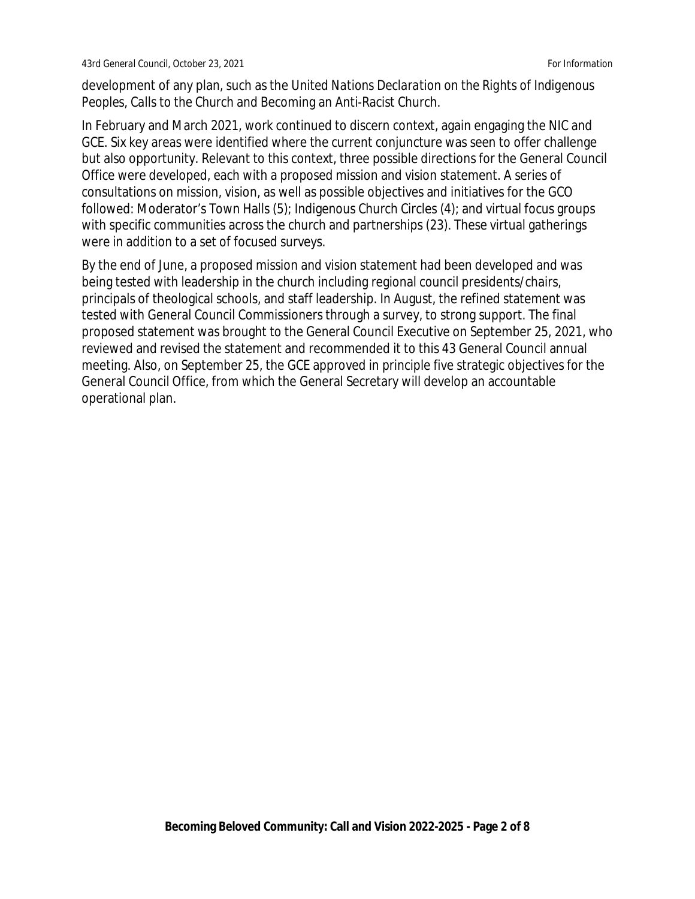development of any plan, such as the *United Nations Declaration on the Rights of Indigenous Peoples*, *Calls to the Church* and *Becoming an Anti-Racist Church*.

In February and March 2021, work continued to discern context, again engaging the NIC and GCE. Six key areas were identified where the current conjuncture was seen to offer challenge but also opportunity. Relevant to this context, three possible directions for the General Council Office were developed, each with a proposed mission and vision statement. A series of consultations on mission, vision, as well as possible objectives and initiatives for the GCO followed: Moderator's Town Halls (5); Indigenous Church Circles (4); and virtual focus groups with specific communities across the church and partnerships (23). These virtual gatherings were in addition to a set of focused surveys.

By the end of June, a proposed mission and vision statement had been developed and was being tested with leadership in the church including regional council presidents/chairs, principals of theological schools, and staff leadership. In August, the refined statement was tested with General Council Commissioners through a survey, to strong support. The final proposed statement was brought to the General Council Executive on September 25, 2021, who reviewed and revised the statement and recommended it to this 43 General Council annual meeting. Also, on September 25, the GCE approved in principle five strategic objectives for the General Council Office, from which the General Secretary will develop an accountable operational plan.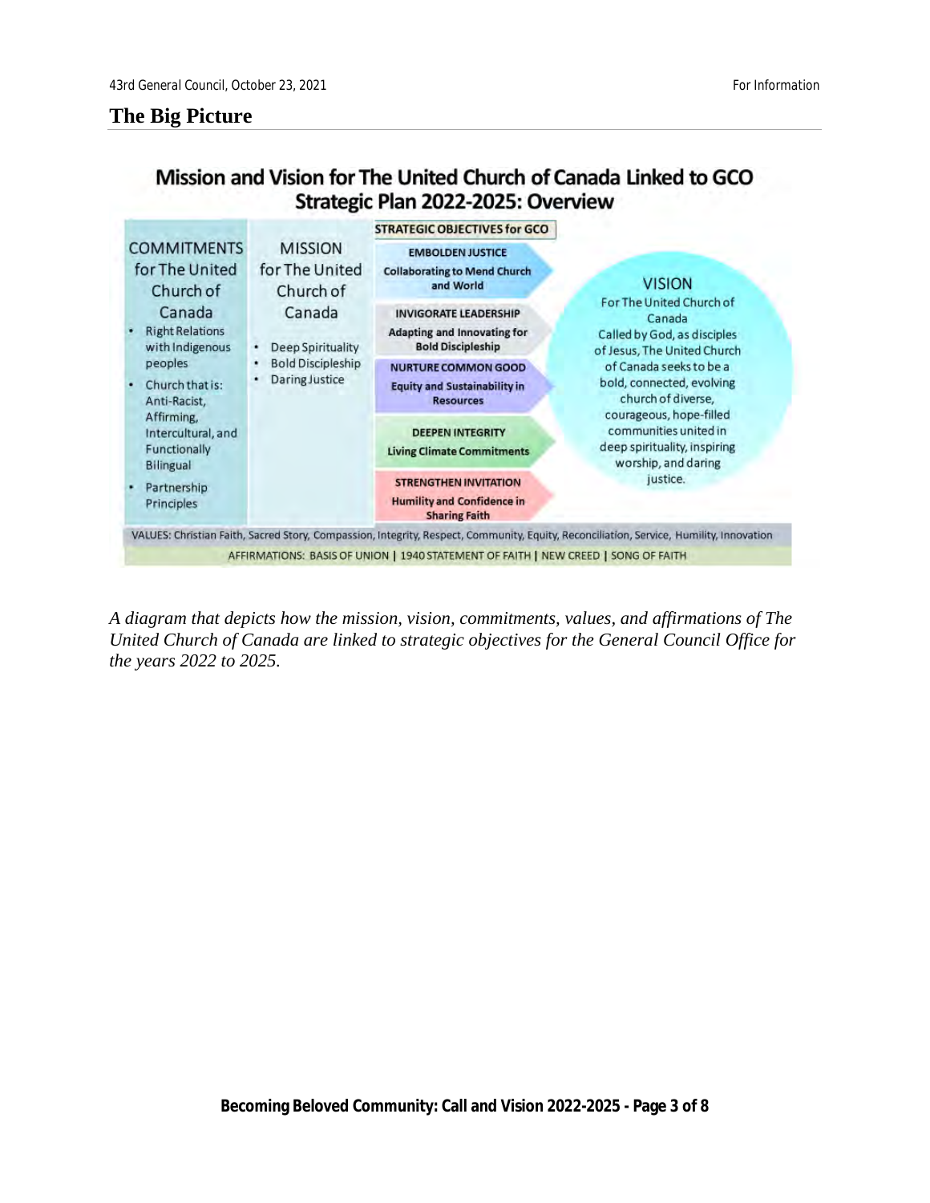## The Big Picture

**Mission and Vision for The United Church of Canada Linked to GCO Strategic Plan 2022-2025: Overview**

| COMMITMENTS for The United Church of Canada | MISSION for The United Church of Canada | STRATEGIC OBJECTIVES for GCO | VISION For The United Church of Canada |
|---|---|---|---|
| • Right Relations with Indigenous peoples<br>• Church that is: Anti-Racist, Affirming, Intercultural, and Functionally Bilingual<br>• Partnership Principles | • Deep Spirituality<br>• Bold Discipleship<br>• Daring Justice | **EMBOLDEN JUSTICE** Collaborating to Mend Church and World<br>**INVIGORATE LEADERSHIP** Adapting and Innovating for Bold Discipleship<br>**NURTURE COMMON GOOD** Equity and Sustainability in Resources<br>**DEEPEN INTEGRITY** Living Climate Commitments<br>**STRENGTHEN INVITATION** Humility and Confidence in Sharing Faith | Called by God, as disciples of Jesus, The United Church of Canada seeks to be a bold, connected, evolving church of diverse, courageous, hope-filled communities united in deep spirituality, inspiring worship, and daring justice. |

VALUES: Christian Faith, Sacred Story, Compassion, Integrity, Respect, Community, Equity, Reconciliation, Service, Humility, Innovation

AFFIRMATIONS: BASIS OF UNION | 1940 STATEMENT OF FAITH | NEW CREED | SONG OF FAITH

*A diagram that depicts how the mission, vision, commitments, values, and affirmations of The United Church of Canada are linked to strategic objectives for the General Council Office for the years 2022 to 2025.*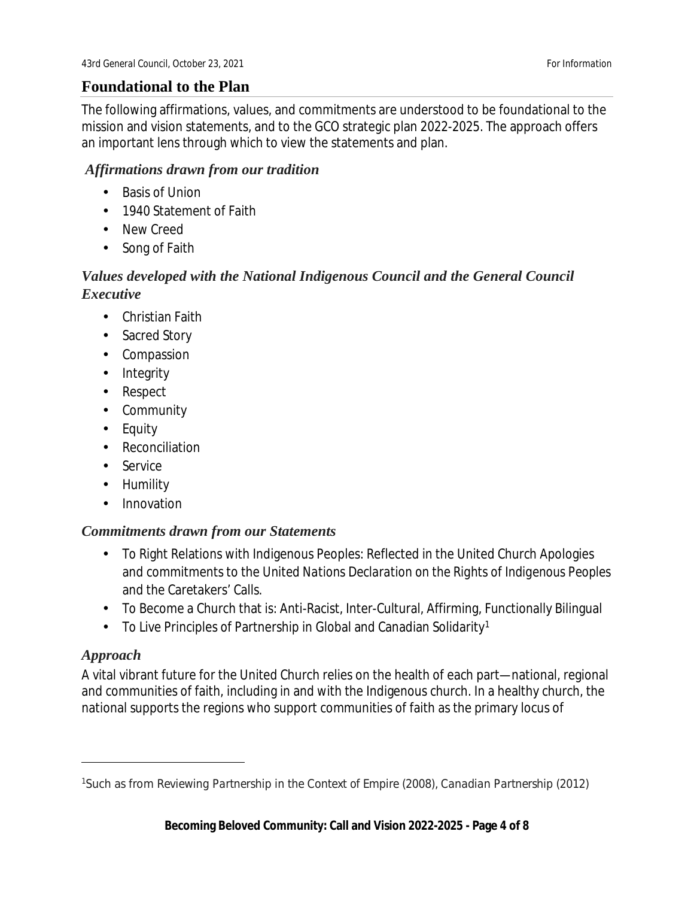## Foundational to the Plan

The following affirmations, values, and commitments are understood to be foundational to the mission and vision statements, and to the GCO strategic plan 2022-2025. The approach offers an important lens through which to view the statements and plan.

### *Affirmations drawn from our tradition*

- Basis of Union
- 1940 Statement of Faith
- New Creed
- Song of Faith

### *Values developed with the National Indigenous Council and the General Council Executive*

- Christian Faith
- Sacred Story
- Compassion
- Integrity
- Respect
- Community
- Equity
- Reconciliation
- Service
- Humility
- Innovation

### *Commitments drawn from our Statements*

- To Right Relations with Indigenous Peoples: Reflected in the United Church Apologies and commitments to the *United Nations Declaration on the Rights of Indigenous Peoples* and the Caretakers' Calls.
- To Become a Church that is: Anti-Racist, Inter-Cultural, Affirming, Functionally Bilingual
- To Live Principles of Partnership in Global and Canadian Solidarity[1]

### *Approach*

A vital vibrant future for the United Church relies on the health of each part—national, regional and communities of faith, including in and with the Indigenous church. In a healthy church, the national supports the regions who support communities of faith as the primary locus of

---

[1]Such as from *Reviewing Partnership in the Context of Empire* (2008), *Canadian Partnership* (2012)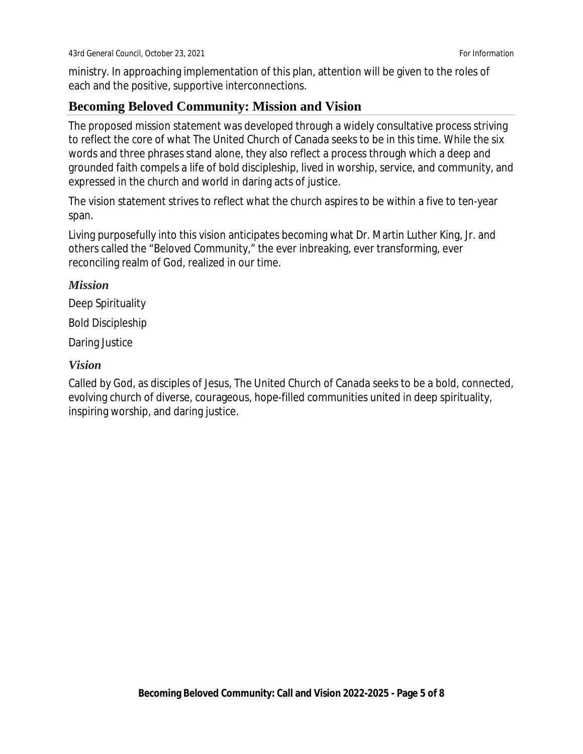ministry. In approaching implementation of this plan, attention will be given to the roles of each and the positive, supportive interconnections.

## Becoming Beloved Community: Mission and Vision

The proposed mission statement was developed through a widely consultative process striving to reflect the core of what The United Church of Canada seeks to be in this time. While the six words and three phrases stand alone, they also reflect a process through which a deep and grounded faith compels a life of bold discipleship, lived in worship, service, and community, and expressed in the church and world in daring acts of justice.

The vision statement strives to reflect what the church aspires to be within a five to ten-year span.

Living purposefully into this vision anticipates becoming what Dr. Martin Luther King, Jr. and others called the "Beloved Community," the ever inbreaking, ever transforming, ever reconciling realm of God, realized in our time.

### *Mission*

Deep Spirituality

Bold Discipleship

Daring Justice

### *Vision*

Called by God, as disciples of Jesus, The United Church of Canada seeks to be a bold, connected, evolving church of diverse, courageous, hope-filled communities united in deep spirituality, inspiring worship, and daring justice.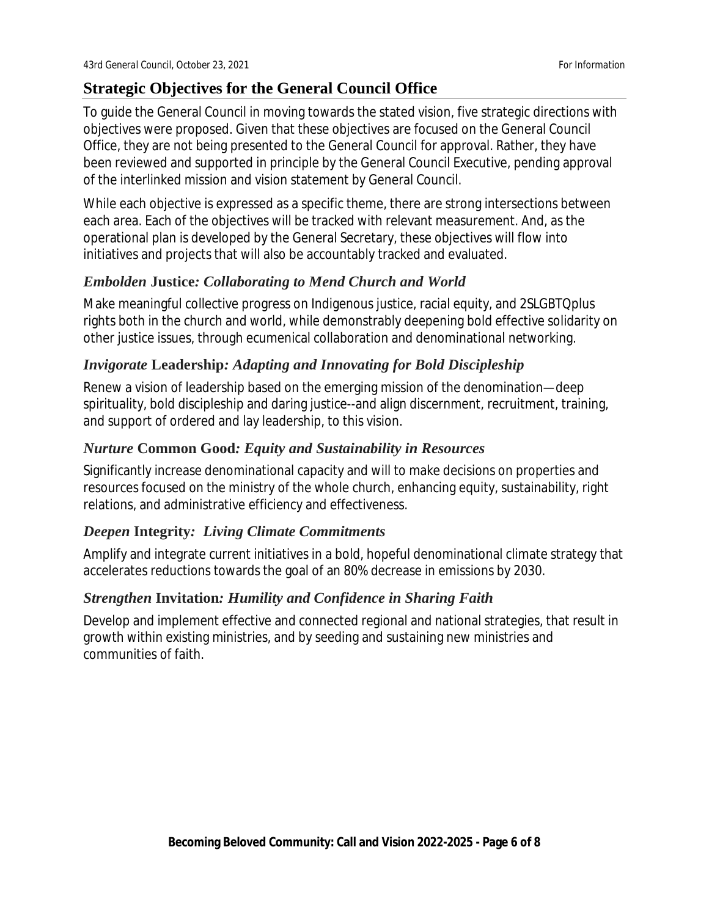## Strategic Objectives for the General Council Office

To guide the General Council in moving towards the stated vision, five strategic directions with objectives were proposed. Given that these objectives are focused on the General Council Office, they are not being presented to the General Council for approval. Rather, they have been reviewed and supported in principle by the General Council Executive, pending approval of the interlinked mission and vision statement by General Council.

While each objective is expressed as a specific theme, there are strong intersections between each area. Each of the objectives will be tracked with relevant measurement. And, as the operational plan is developed by the General Secretary, these objectives will flow into initiatives and projects that will also be accountably tracked and evaluated.

### *Embolden* **Justice***: Collaborating to Mend Church and World*

Make meaningful collective progress on Indigenous justice, racial equity, and 2SLGBTQplus rights both in the church and world, while demonstrably deepening bold effective solidarity on other justice issues, through ecumenical collaboration and denominational networking.

### *Invigorate* **Leadership***: Adapting and Innovating for Bold Discipleship*

Renew a vision of leadership based on the emerging mission of the denomination—deep spirituality, bold discipleship and daring justice--and align discernment, recruitment, training, and support of ordered and lay leadership, to this vision.

### *Nurture* **Common Good***: Equity and Sustainability in Resources*

Significantly increase denominational capacity and will to make decisions on properties and resources focused on the ministry of the whole church, enhancing equity, sustainability, right relations, and administrative efficiency and effectiveness.

### *Deepen* **Integrity***: Living Climate Commitments*

Amplify and integrate current initiatives in a bold, hopeful denominational climate strategy that accelerates reductions towards the goal of an 80% decrease in emissions by 2030.

### *Strengthen* **Invitation***: Humility and Confidence in Sharing Faith*

Develop and implement effective and connected regional and national strategies, that result in growth within existing ministries, and by seeding and sustaining new ministries and communities of faith.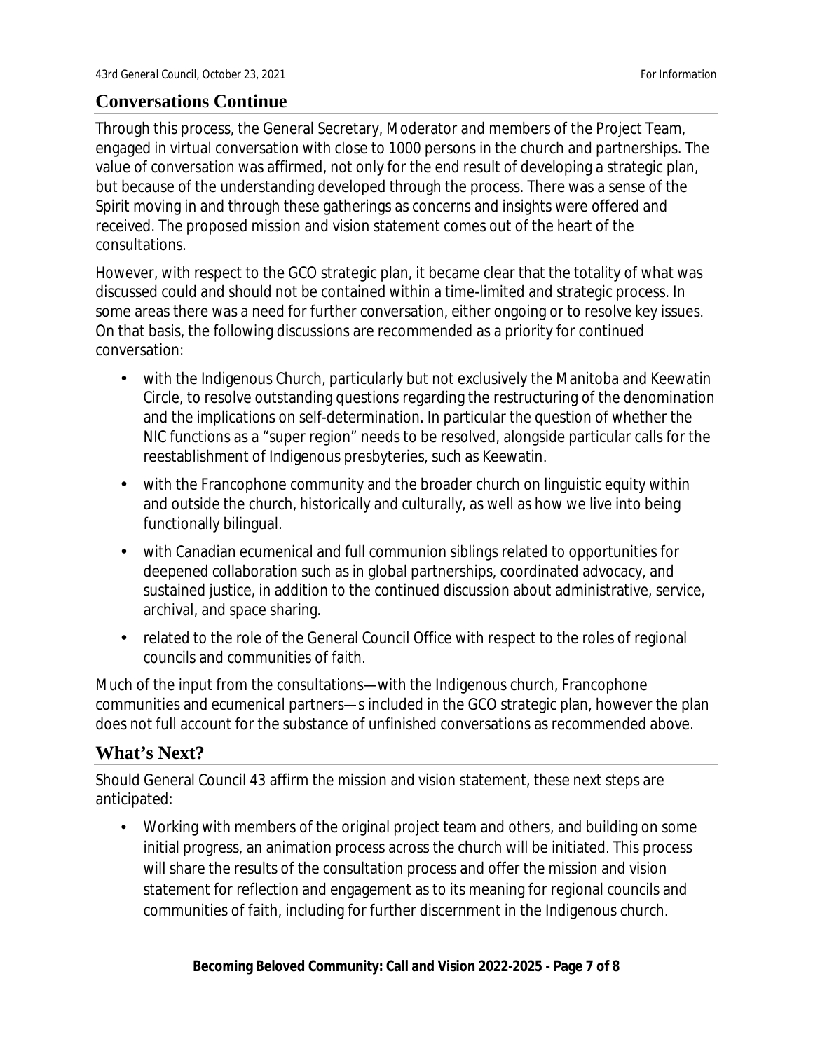## Conversations Continue

Through this process, the General Secretary, Moderator and members of the Project Team, engaged in virtual conversation with close to 1000 persons in the church and partnerships. The value of conversation was affirmed, not only for the end result of developing a strategic plan, but because of the understanding developed through the process. There was a sense of the Spirit moving in and through these gatherings as concerns and insights were offered and received. The proposed mission and vision statement comes out of the heart of the consultations.

However, with respect to the GCO strategic plan, it became clear that the totality of what was discussed could and should not be contained within a time-limited and strategic process. In some areas there was a need for further conversation, either ongoing or to resolve key issues. On that basis, the following discussions are recommended as a priority for continued conversation:

- with the Indigenous Church, particularly but not exclusively the Manitoba and Keewatin Circle, to resolve outstanding questions regarding the restructuring of the denomination and the implications on self-determination. In particular the question of whether the NIC functions as a "super region" needs to be resolved, alongside particular calls for the reestablishment of Indigenous presbyteries, such as Keewatin.
- with the Francophone community and the broader church on linguistic equity within and outside the church, historically and culturally, as well as how we live into being functionally bilingual.
- with Canadian ecumenical and full communion siblings related to opportunities for deepened collaboration such as in global partnerships, coordinated advocacy, and sustained justice, in addition to the continued discussion about administrative, service, archival, and space sharing.
- related to the role of the General Council Office with respect to the roles of regional councils and communities of faith.

Much of the input from the consultations—with the Indigenous church, Francophone communities and ecumenical partners—s included in the GCO strategic plan, however the plan does not full account for the substance of unfinished conversations as recommended above.

## What's Next?

Should General Council 43 affirm the mission and vision statement, these next steps are anticipated:

- Working with members of the original project team and others, and building on some initial progress, an animation process across the church will be initiated. This process will share the results of the consultation process and offer the mission and vision statement for reflection and engagement as to its meaning for regional councils and communities of faith, including for further discernment in the Indigenous church.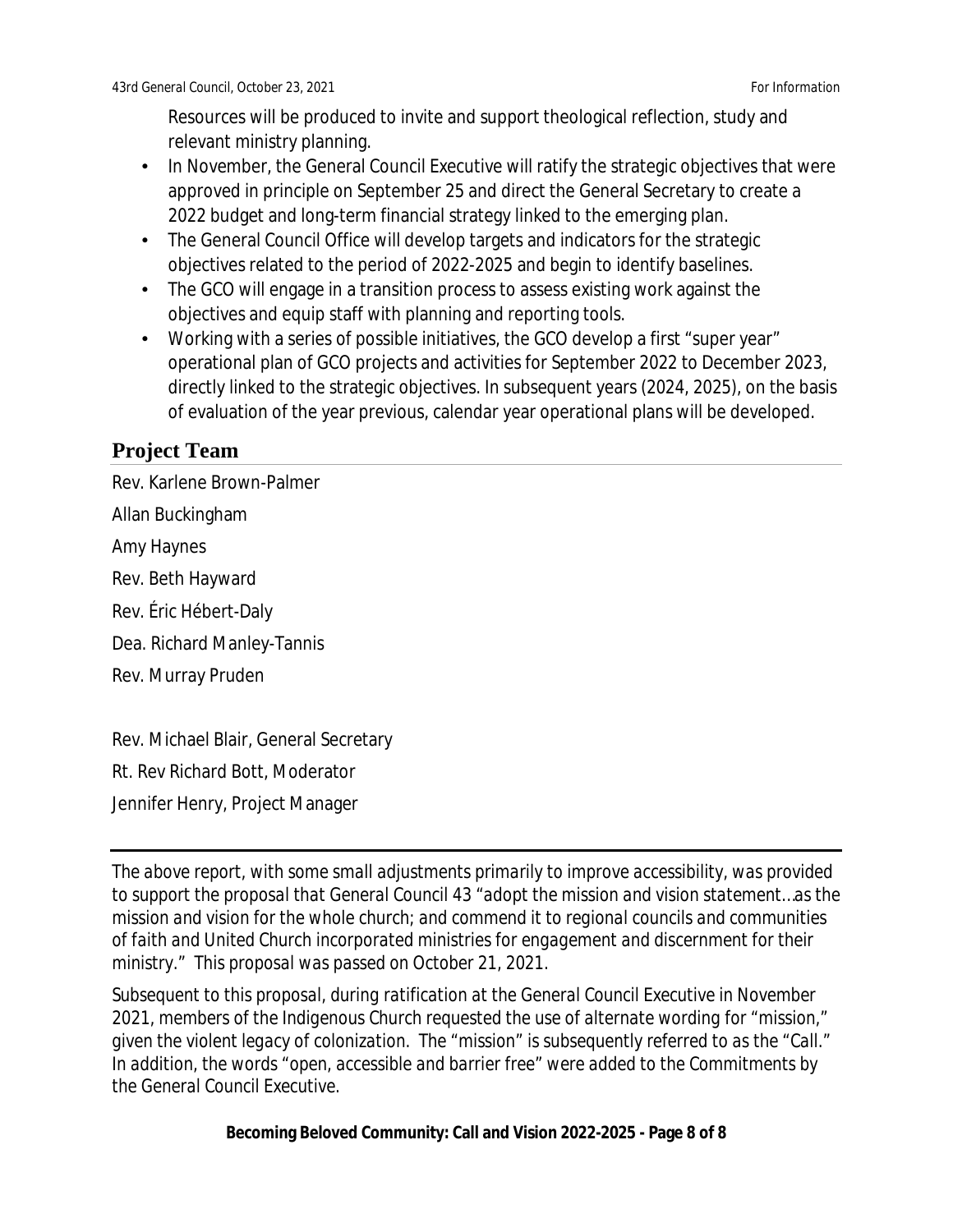Resources will be produced to invite and support theological reflection, study and relevant ministry planning.

- In November, the General Council Executive will ratify the strategic objectives that were approved in principle on September 25 and direct the General Secretary to create a 2022 budget and long-term financial strategy linked to the emerging plan.
- The General Council Office will develop targets and indicators for the strategic objectives related to the period of 2022-2025 and begin to identify baselines.
- The GCO will engage in a transition process to assess existing work against the objectives and equip staff with planning and reporting tools.
- Working with a series of possible initiatives, the GCO develop a first "super year" operational plan of GCO projects and activities for September 2022 to December 2023, directly linked to the strategic objectives. In subsequent years (2024, 2025), on the basis of evaluation of the year previous, calendar year operational plans will be developed.

## Project Team

Rev. Karlene Brown-Palmer

Allan Buckingham

Amy Haynes

Rev. Beth Hayward

Rev. Éric Hébert-Daly

Dea. Richard Manley-Tannis

Rev. Murray Pruden

Rev. Michael Blair, General Secretary

Rt. Rev Richard Bott, Moderator

Jennifer Henry, Project Manager

---

*The above report, with some small adjustments primarily to improve accessibility, was provided to support the proposal that General Council 43 "adopt the mission and vision statement…as the mission and vision for the whole church; and commend it to regional councils and communities of faith and United Church incorporated ministries for engagement and discernment for their ministry." This proposal was passed on October 21, 2021.*

*Subsequent to this proposal, during ratification at the General Council Executive in November 2021, members of the Indigenous Church requested the use of alternate wording for "mission," given the violent legacy of colonization. The "mission" is subsequently referred to as the "Call." In addition, the words "open, accessible and barrier free" were added to the Commitments by the General Council Executive.*